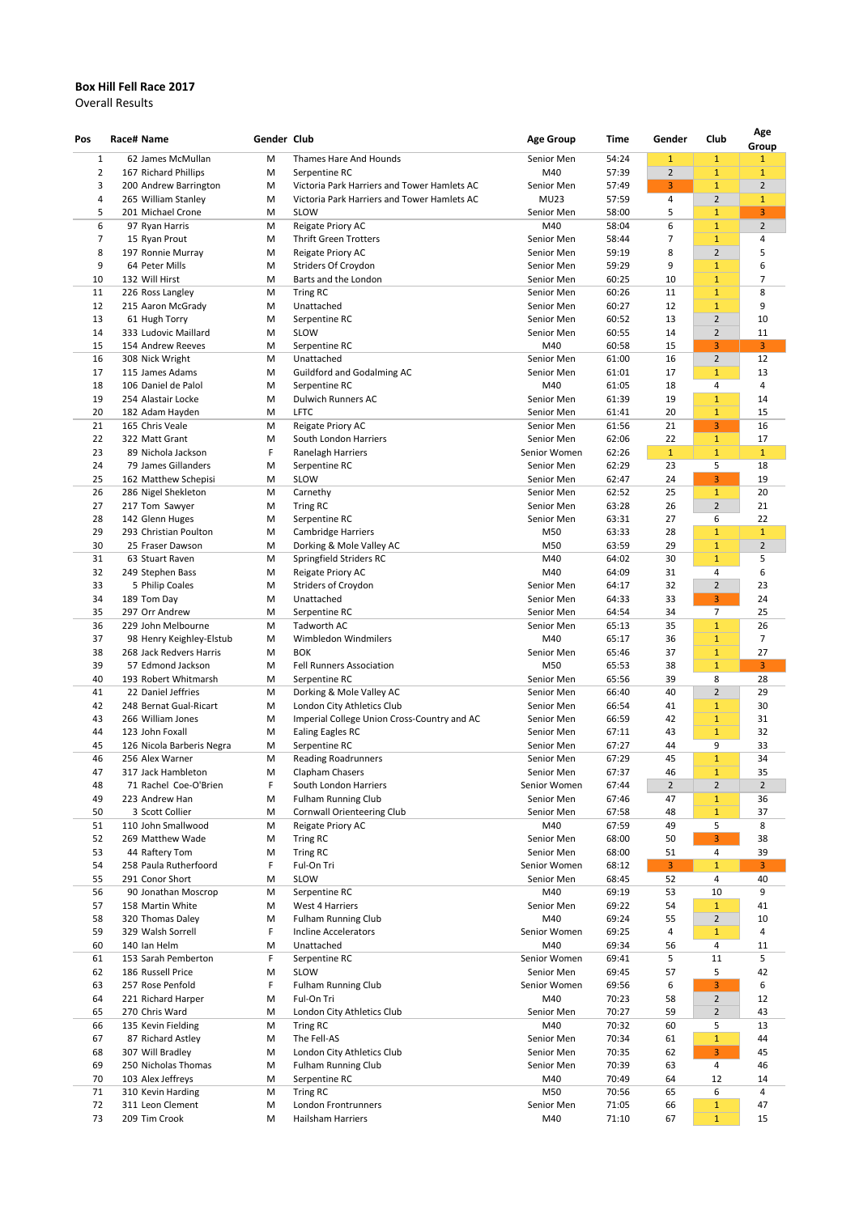**Box Hill Fell Race 2017**

Overall Results

| Pos | Race# | Name | Gender | Club | Age Group | Time | Gender | Club | Age Group |
|---|---|---|---|---|---|---|---|---|---|
| 1 | 62 | James McMullan | M | Thames Hare And Hounds | Senior Men | 54:24 | 1 | 1 | 1 |
| 2 | 167 | Richard Phillips | M | Serpentine RC | M40 | 57:39 | 2 | 1 | 1 |
| 3 | 200 | Andrew Barrington | M | Victoria Park Harriers and Tower Hamlets AC | Senior Men | 57:49 | 3 | 1 | 2 |
| 4 | 265 | William Stanley | M | Victoria Park Harriers and Tower Hamlets AC | MU23 | 57:59 | 4 | 2 | 1 |
| 5 | 201 | Michael Crone | M | SLOW | Senior Men | 58:00 | 5 | 1 | 3 |
| 6 | 97 | Ryan Harris | M | Reigate Priory AC | M40 | 58:04 | 6 | 1 | 2 |
| 7 | 15 | Ryan Prout | M | Thrift Green Trotters | Senior Men | 58:44 | 7 | 1 | 4 |
| 8 | 197 | Ronnie Murray | M | Reigate Priory AC | Senior Men | 59:19 | 8 | 2 | 5 |
| 9 | 64 | Peter Mills | M | Striders Of Croydon | Senior Men | 59:29 | 9 | 1 | 6 |
| 10 | 132 | Will Hirst | M | Barts and the London | Senior Men | 60:25 | 10 | 1 | 7 |
| 11 | 226 | Ross Langley | M | Tring RC | Senior Men | 60:26 | 11 | 1 | 8 |
| 12 | 215 | Aaron McGrady | M | Unattached | Senior Men | 60:27 | 12 | 1 | 9 |
| 13 | 61 | Hugh Torry | M | Serpentine RC | Senior Men | 60:52 | 13 | 2 | 10 |
| 14 | 333 | Ludovic Maillard | M | SLOW | Senior Men | 60:55 | 14 | 2 | 11 |
| 15 | 154 | Andrew Reeves | M | Serpentine RC | M40 | 60:58 | 15 | 3 | 3 |
| 16 | 308 | Nick Wright | M | Unattached | Senior Men | 61:00 | 16 | 2 | 12 |
| 17 | 115 | James Adams | M | Guildford and Godalming AC | Senior Men | 61:01 | 17 | 1 | 13 |
| 18 | 106 | Daniel de Palol | M | Serpentine RC | M40 | 61:05 | 18 | 4 | 4 |
| 19 | 254 | Alastair Locke | M | Dulwich Runners AC | Senior Men | 61:39 | 19 | 1 | 14 |
| 20 | 182 | Adam Hayden | M | LFTC | Senior Men | 61:41 | 20 | 1 | 15 |
| 21 | 165 | Chris Veale | M | Reigate Priory AC | Senior Men | 61:56 | 21 | 3 | 16 |
| 22 | 322 | Matt Grant | M | South London Harriers | Senior Men | 62:06 | 22 | 1 | 17 |
| 23 | 89 | Nichola Jackson | F | Ranelagh Harriers | Senior Women | 62:26 | 1 | 1 | 1 |
| 24 | 79 | James Gillanders | M | Serpentine RC | Senior Men | 62:29 | 23 | 5 | 18 |
| 25 | 162 | Matthew Schepisi | M | SLOW | Senior Men | 62:47 | 24 | 3 | 19 |
| 26 | 286 | Nigel Shekleton | M | Carnethy | Senior Men | 62:52 | 25 | 1 | 20 |
| 27 | 217 | Tom Sawyer | M | Tring RC | Senior Men | 63:28 | 26 | 2 | 21 |
| 28 | 142 | Glenn Huges | M | Serpentine RC | Senior Men | 63:31 | 27 | 6 | 22 |
| 29 | 293 | Christian Poulton | M | Cambridge Harriers | M50 | 63:33 | 28 | 1 | 1 |
| 30 | 25 | Fraser Dawson | M | Dorking & Mole Valley AC | M50 | 63:59 | 29 | 1 | 2 |
| 31 | 63 | Stuart Raven | M | Springfield Striders RC | M40 | 64:02 | 30 | 1 | 5 |
| 32 | 249 | Stephen Bass | M | Reigate Priory AC | M40 | 64:09 | 31 | 4 | 6 |
| 33 | 5 | Philip Coales | M | Striders of Croydon | Senior Men | 64:17 | 32 | 2 | 23 |
| 34 | 189 | Tom Day | M | Unattached | Senior Men | 64:33 | 33 | 3 | 24 |
| 35 | 297 | Orr Andrew | M | Serpentine RC | Senior Men | 64:54 | 34 | 7 | 25 |
| 36 | 229 | John Melbourne | M | Tadworth AC | Senior Men | 65:13 | 35 | 1 | 26 |
| 37 | 98 | Henry Keighley-Elstub | M | Wimbledon Windmilers | M40 | 65:17 | 36 | 1 | 7 |
| 38 | 268 | Jack Redvers Harris | M | BOK | Senior Men | 65:46 | 37 | 1 | 27 |
| 39 | 57 | Edmond Jackson | M | Fell Runners Association | M50 | 65:53 | 38 | 1 | 3 |
| 40 | 193 | Robert Whitmarsh | M | Serpentine RC | Senior Men | 65:56 | 39 | 8 | 28 |
| 41 | 22 | Daniel Jeffries | M | Dorking & Mole Valley AC | Senior Men | 66:40 | 40 | 2 | 29 |
| 42 | 248 | Bernat Gual-Ricart | M | London City Athletics Club | Senior Men | 66:54 | 41 | 1 | 30 |
| 43 | 266 | William Jones | M | Imperial College Union Cross-Country and AC | Senior Men | 66:59 | 42 | 1 | 31 |
| 44 | 123 | John Foxall | M | Ealing Eagles RC | Senior Men | 67:11 | 43 | 1 | 32 |
| 45 | 126 | Nicola Barberis Negra | M | Serpentine RC | Senior Men | 67:27 | 44 | 9 | 33 |
| 46 | 256 | Alex Warner | M | Reading Roadrunners | Senior Men | 67:29 | 45 | 1 | 34 |
| 47 | 317 | Jack Hambleton | M | Clapham Chasers | Senior Men | 67:37 | 46 | 1 | 35 |
| 48 | 71 | Rachel Coe-O'Brien | F | South London Harriers | Senior Women | 67:44 | 2 | 2 | 2 |
| 49 | 223 | Andrew Han | M | Fulham Running Club | Senior Men | 67:46 | 47 | 1 | 36 |
| 50 | 3 | Scott Collier | M | Cornwall Orienteering Club | Senior Men | 67:58 | 48 | 1 | 37 |
| 51 | 110 | John Smallwood | M | Reigate Priory AC | M40 | 67:59 | 49 | 5 | 8 |
| 52 | 269 | Matthew Wade | M | Tring RC | Senior Men | 68:00 | 50 | 3 | 38 |
| 53 | 44 | Raftery Tom | M | Tring RC | Senior Men | 68:00 | 51 | 4 | 39 |
| 54 | 258 | Paula Rutherfoord | F | Ful-On Tri | Senior Women | 68:12 | 3 | 1 | 3 |
| 55 | 291 | Conor Short | M | SLOW | Senior Men | 68:45 | 52 | 4 | 40 |
| 56 | 90 | Jonathan Moscrop | M | Serpentine RC | M40 | 69:19 | 53 | 10 | 9 |
| 57 | 158 | Martin White | M | West 4 Harriers | Senior Men | 69:22 | 54 | 1 | 41 |
| 58 | 320 | Thomas Daley | M | Fulham Running Club | M40 | 69:24 | 55 | 2 | 10 |
| 59 | 329 | Walsh Sorrell | F | Incline Accelerators | Senior Women | 69:25 | 4 | 1 | 4 |
| 60 | 140 | Ian Helm | M | Unattached | M40 | 69:34 | 56 | 4 | 11 |
| 61 | 153 | Sarah Pemberton | F | Serpentine RC | Senior Women | 69:41 | 5 | 11 | 5 |
| 62 | 186 | Russell Price | M | SLOW | Senior Men | 69:45 | 57 | 5 | 42 |
| 63 | 257 | Rose Penfold | F | Fulham Running Club | Senior Women | 69:56 | 6 | 3 | 6 |
| 64 | 221 | Richard Harper | M | Ful-On Tri | M40 | 70:23 | 58 | 2 | 12 |
| 65 | 270 | Chris Ward | M | London City Athletics Club | Senior Men | 70:27 | 59 | 2 | 43 |
| 66 | 135 | Kevin Fielding | M | Tring RC | M40 | 70:32 | 60 | 5 | 13 |
| 67 | 87 | Richard Astley | M | The Fell-AS | Senior Men | 70:34 | 61 | 1 | 44 |
| 68 | 307 | Will Bradley | M | London City Athletics Club | Senior Men | 70:35 | 62 | 3 | 45 |
| 69 | 250 | Nicholas Thomas | M | Fulham Running Club | Senior Men | 70:39 | 63 | 4 | 46 |
| 70 | 103 | Alex Jeffreys | M | Serpentine RC | M40 | 70:49 | 64 | 12 | 14 |
| 71 | 310 | Kevin Harding | M | Tring RC | M50 | 70:56 | 65 | 6 | 4 |
| 72 | 311 | Leon Clement | M | London Frontrunners | Senior Men | 71:05 | 66 | 1 | 47 |
| 73 | 209 | Tim Crook | M | Hailsham Harriers | M40 | 71:10 | 67 | 1 | 15 |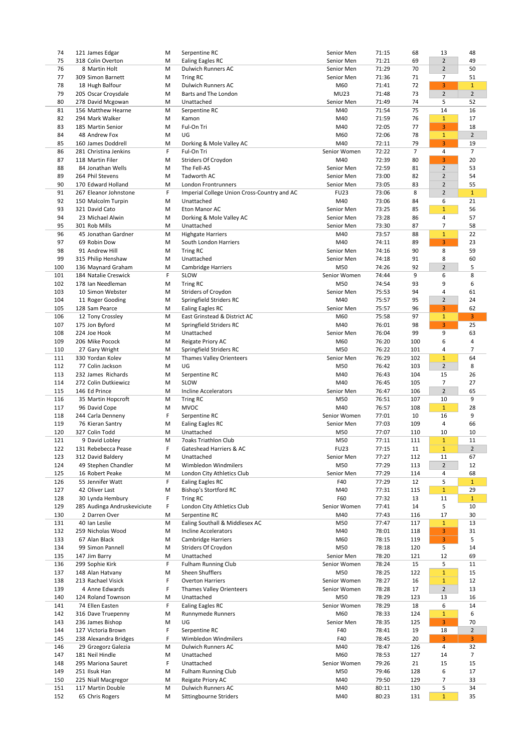| | | | | | | | | | |
|---|---|---|---|---|---|---|---|---|---|
| 74 | 121 James Edgar | M | Serpentine RC | Senior Men | 71:15 | 68 | 13 | 48 |
| 75 | 318 Colin Overton | M | Ealing Eagles RC | Senior Men | 71:21 | 69 | 2 | 49 |
| 76 | 8 Martin Holt | M | Dulwich Runners AC | Senior Men | 71:29 | 70 | 2 | 50 |
| 77 | 309 Simon Barnett | M | Tring RC | Senior Men | 71:36 | 71 | 7 | 51 |
| 78 | 18 Hugh Balfour | M | Dulwich Runners AC | M60 | 71:41 | 72 | 3 | 1 |
| 79 | 205 Oscar Croysdale | M | Barts and The London | MU23 | 71:48 | 73 | 2 | 2 |
| 80 | 278 David Mcgowan | M | Unattached | Senior Men | 71:49 | 74 | 5 | 52 |
| 81 | 156 Matthew Hearne | M | Serpentine RC | M40 | 71:54 | 75 | 14 | 16 |
| 82 | 294 Mark Walker | M | Kamon | M40 | 71:59 | 76 | 1 | 17 |
| 83 | 185 Martin Senior | M | Ful-On Tri | M40 | 72:05 | 77 | 3 | 18 |
| 84 | 48 Andrew Fox | M | UG | M60 | 72:06 | 78 | 1 | 2 |
| 85 | 160 James Doddrell | M | Dorking & Mole Valley AC | M40 | 72:11 | 79 | 3 | 19 |
| 86 | 281 Christina Jenkins | F | Ful-On Tri | Senior Women | 72:22 | 7 | 4 | 7 |
| 87 | 118 Martin Filer | M | Striders Of Croydon | M40 | 72:39 | 80 | 3 | 20 |
| 88 | 84 Jonathan Wells | M | The Fell-AS | Senior Men | 72:59 | 81 | 2 | 53 |
| 89 | 264 Phil Stevens | M | Tadworth AC | Senior Men | 73:00 | 82 | 2 | 54 |
| 90 | 170 Edward Holland | M | London Frontrunners | Senior Men | 73:05 | 83 | 2 | 55 |
| 91 | 267 Eleanor Johnstone | F | Imperial College Union Cross-Country and AC | FU23 | 73:06 | 8 | 2 | 1 |
| 92 | 150 Malcolm Turpin | M | Unattached | M40 | 73:06 | 84 | 6 | 21 |
| 93 | 321 David Cato | M | Eton Manor AC | Senior Men | 73:25 | 85 | 1 | 56 |
| 94 | 23 Michael Alwin | M | Dorking & Mole Valley AC | Senior Men | 73:28 | 86 | 4 | 57 |
| 95 | 301 Rob Mills | M | Unattached | Senior Men | 73:30 | 87 | 7 | 58 |
| 96 | 45 Jonathan Gardner | M | Highgate Harriers | M40 | 73:57 | 88 | 1 | 22 |
| 97 | 69 Robin Dow | M | South London Harriers | M40 | 74:11 | 89 | 3 | 23 |
| 98 | 91 Andrew Hill | M | Tring RC | Senior Men | 74:16 | 90 | 8 | 59 |
| 99 | 315 Philip Henshaw | M | Unattached | Senior Men | 74:18 | 91 | 8 | 60 |
| 100 | 136 Maynard Graham | M | Cambridge Harriers | M50 | 74:26 | 92 | 2 | 5 |
| 101 | 184 Natalie Creswick | F | SLOW | Senior Women | 74:44 | 9 | 6 | 8 |
| 102 | 178 Ian Needleman | M | Tring RC | M50 | 74:54 | 93 | 9 | 6 |
| 103 | 10 Simon Webster | M | Striders of Croydon | Senior Men | 75:53 | 94 | 4 | 61 |
| 104 | 11 Roger Gooding | M | Springfield Striders RC | M40 | 75:57 | 95 | 2 | 24 |
| 105 | 128 Sam Pearce | M | Ealing Eagles RC | Senior Men | 75:57 | 96 | 3 | 62 |
| 106 | 12 Tony Crossley | M | East Grinstead & District AC | M60 | 75:58 | 97 | 1 | 3 |
| 107 | 175 Jon Byford | M | Springfield Striders RC | M40 | 76:01 | 98 | 3 | 25 |
| 108 | 224 Joe Hook | M | Unattached | Senior Men | 76:04 | 99 | 9 | 63 |
| 109 | 206 Mike Pocock | M | Reigate Priory AC | M60 | 76:20 | 100 | 6 | 4 |
| 110 | 27 Gary Wright | M | Springfield Striders RC | M50 | 76:22 | 101 | 4 | 7 |
| 111 | 330 Yordan Kolev | M | Thames Valley Orienteers | Senior Men | 76:29 | 102 | 1 | 64 |
| 112 | 77 Colin Jackson | M | UG | M50 | 76:42 | 103 | 2 | 8 |
| 113 | 232 James Richards | M | Serpentine RC | M40 | 76:43 | 104 | 15 | 26 |
| 114 | 272 Colin Dutkiewicz | M | SLOW | M40 | 76:45 | 105 | 7 | 27 |
| 115 | 146 Ed Prince | M | Incline Accelerators | Senior Men | 76:47 | 106 | 2 | 65 |
| 116 | 35 Martin Hopcroft | M | Tring RC | M50 | 76:51 | 107 | 10 | 9 |
| 117 | 96 David Cope | M | MVOC | M40 | 76:57 | 108 | 1 | 28 |
| 118 | 244 Carla Denneny | F | Serpentine RC | Senior Women | 77:01 | 10 | 16 | 9 |
| 119 | 76 Kieran Santry | M | Ealing Eagles RC | Senior Men | 77:03 | 109 | 4 | 66 |
| 120 | 327 Colin Todd | M | Unattached | M50 | 77:07 | 110 | 10 | 10 |
| 121 | 9 David Lobley | M | 7oaks Triathlon Club | M50 | 77:11 | 111 | 1 | 11 |
| 122 | 131 Rebebecca Pease | F | Gateshead Harriers & AC | FU23 | 77:15 | 11 | 1 | 2 |
| 123 | 312 David Baldery | M | Unattached | Senior Men | 77:27 | 112 | 11 | 67 |
| 124 | 49 Stephen Chandler | M | Wimbledon Windmilers | M50 | 77:29 | 113 | 2 | 12 |
| 125 | 16 Robert Peake | M | London City Athletics Club | Senior Men | 77:29 | 114 | 4 | 68 |
| 126 | 55 Jennifer Watt | F | Ealing Eagles RC | F40 | 77:29 | 12 | 5 | 1 |
| 127 | 42 Oliver Last | M | Bishop's Stortford RC | M40 | 77:31 | 115 | 1 | 29 |
| 128 | 30 Lynda Hembury | F | Tring RC | F60 | 77:32 | 13 | 11 | 1 |
| 129 | 285 Audinga Andruskeviciute | F | London City Athletics Club | Senior Women | 77:41 | 14 | 5 | 10 |
| 130 | 2 Darren Over | M | Serpentine RC | M40 | 77:43 | 116 | 17 | 30 |
| 131 | 40 Ian Leslie | M | Ealing Southall & Middlesex AC | M50 | 77:47 | 117 | 1 | 13 |
| 132 | 259 Nicholas Wood | M | Incline Accelerators | M40 | 78:01 | 118 | 3 | 31 |
| 133 | 67 Alan Black | M | Cambridge Harriers | M60 | 78:15 | 119 | 3 | 5 |
| 134 | 99 Simon Pannell | M | Striders Of Croydon | M50 | 78:18 | 120 | 5 | 14 |
| 135 | 147 Jim Barry | M | Unattached | Senior Men | 78:20 | 121 | 12 | 69 |
| 136 | 299 Sophie Kirk | F | Fulham Running Club | Senior Women | 78:24 | 15 | 5 | 11 |
| 137 | 148 Alan Hatvany | M | Sheen Shufflers | M50 | 78:25 | 122 | 1 | 15 |
| 138 | 213 Rachael Visick | F | Overton Harriers | Senior Women | 78:27 | 16 | 1 | 12 |
| 139 | 4 Anne Edwards | F | Thames Valley Orienteers | Senior Women | 78:28 | 17 | 2 | 13 |
| 140 | 124 Roland Townson | M | Unattached | M50 | 78:29 | 123 | 13 | 16 |
| 141 | 74 Ellen Easten | F | Ealing Eagles RC | Senior Women | 78:29 | 18 | 6 | 14 |
| 142 | 316 Dave Truepenny | M | Runnymede Runners | M60 | 78:33 | 124 | 1 | 6 |
| 143 | 236 James Bishop | M | UG | Senior Men | 78:35 | 125 | 3 | 70 |
| 144 | 127 Victoria Brown | F | Serpentine RC | F40 | 78:41 | 19 | 18 | 2 |
| 145 | 238 Alexandra Bridges | F | Wimbledon Windmilers | F40 | 78:45 | 20 | 3 | 3 |
| 146 | 29 Grzegorz Galezia | M | Dulwich Runners AC | M40 | 78:47 | 126 | 4 | 32 |
| 147 | 181 Neil Hindle | M | Unattached | M60 | 78:53 | 127 | 14 | 7 |
| 148 | 295 Mariona Sauret | F | Unattached | Senior Women | 79:26 | 21 | 15 | 15 |
| 149 | 251 Ilsuk Han | M | Fulham Running Club | M50 | 79:46 | 128 | 6 | 17 |
| 150 | 225 Niall Macgregor | M | Reigate Priory AC | M40 | 79:50 | 129 | 7 | 33 |
| 151 | 117 Martin Double | M | Dulwich Runners AC | M40 | 80:11 | 130 | 5 | 34 |
| 152 | 65 Chris Rogers | M | Sittingbourne Striders | M40 | 80:23 | 131 | 1 | 35 |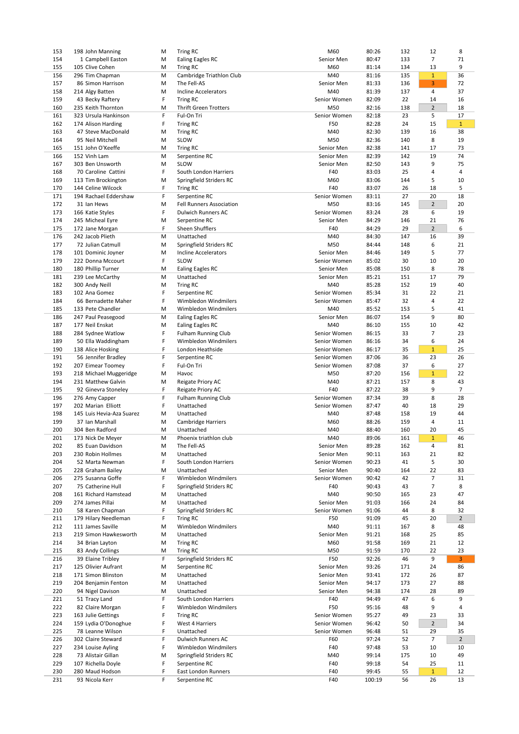| | | | | | | | | | |
|---|---|---|---|---|---|---|---|---|---|
| 153 | 198 | John Manning | M | Tring RC | M60 | 80:26 | 132 | 12 | 8 |
| 154 | 1 | Campbell Easton | M | Ealing Eagles RC | Senior Men | 80:47 | 133 | 7 | 71 |
| 155 | 105 | Clive Cohen | M | Tring RC | M60 | 81:14 | 134 | 13 | 9 |
| 156 | 296 | Tim Chapman | M | Cambridge Triathlon Club | M40 | 81:16 | 135 | 1 | 36 |
| 157 | 86 | Simon Harrison | M | The Fell-AS | Senior Men | 81:33 | 136 | 3 | 72 |
| 158 | 214 | Algy Batten | M | Incline Accelerators | M40 | 81:39 | 137 | 4 | 37 |
| 159 | 43 | Becky Raftery | F | Tring RC | Senior Women | 82:09 | 22 | 14 | 16 |
| 160 | 235 | Keith Thornton | M | Thrift Green Trotters | M50 | 82:16 | 138 | 2 | 18 |
| 161 | 323 | Ursula Hankinson | F | Ful-On Tri | Senior Women | 82:18 | 23 | 5 | 17 |
| 162 | 174 | Alison Harding | F | Tring RC | F50 | 82:28 | 24 | 15 | 1 |
| 163 | 47 | Steve MacDonald | M | Tring RC | M40 | 82:30 | 139 | 16 | 38 |
| 164 | 95 | Neil Mitchell | M | SLOW | M50 | 82:36 | 140 | 8 | 19 |
| 165 | 151 | John O'Keeffe | M | Tring RC | Senior Men | 82:38 | 141 | 17 | 73 |
| 166 | 152 | Vinh Lam | M | Serpentine RC | Senior Men | 82:39 | 142 | 19 | 74 |
| 167 | 303 | Ben Unsworth | M | SLOW | Senior Men | 82:50 | 143 | 9 | 75 |
| 168 | 70 | Caroline Cattini | F | South London Harriers | F40 | 83:03 | 25 | 4 | 4 |
| 169 | 113 | Tim Brockington | M | Springfield Striders RC | M60 | 83:06 | 144 | 5 | 10 |
| 170 | 144 | Celine Wilcock | F | Tring RC | F40 | 83:07 | 26 | 18 | 5 |
| 171 | 194 | Rachael Eddershaw | F | Serpentine RC | Senior Women | 83:11 | 27 | 20 | 18 |
| 172 | 31 | Ian Hews | M | Fell Runners Association | M50 | 83:16 | 145 | 2 | 20 |
| 173 | 166 | Katie Styles | F | Dulwich Runners AC | Senior Women | 83:24 | 28 | 6 | 19 |
| 174 | 245 | Micheal Eyre | M | Serpentine RC | Senior Men | 84:29 | 146 | 21 | 76 |
| 175 | 172 | Jane Morgan | F | Sheen Shufflers | F40 | 84:29 | 29 | 2 | 6 |
| 176 | 242 | Jacob Plieth | M | Unattached | M40 | 84:30 | 147 | 16 | 39 |
| 177 | 72 | Julian Catmull | M | Springfield Striders RC | M50 | 84:44 | 148 | 6 | 21 |
| 178 | 101 | Dominic Joyner | M | Incline Accelerators | Senior Men | 84:46 | 149 | 5 | 77 |
| 179 | 222 | Donna Mccourt | F | SLOW | Senior Women | 85:02 | 30 | 10 | 20 |
| 180 | 180 | Phillip Turner | M | Ealing Eagles RC | Senior Men | 85:08 | 150 | 8 | 78 |
| 181 | 239 | Lee McCarthy | M | Unattached | Senior Men | 85:21 | 151 | 17 | 79 |
| 182 | 300 | Andy Neill | M | Tring RC | M40 | 85:28 | 152 | 19 | 40 |
| 183 | 102 | Ana Gomez | F | Serpentine RC | Senior Women | 85:34 | 31 | 22 | 21 |
| 184 | 66 | Bernadette Maher | F | Wimbledon Windmilers | Senior Women | 85:47 | 32 | 4 | 22 |
| 185 | 133 | Pete Chandler | M | Wimbledon Windmilers | M40 | 85:52 | 153 | 5 | 41 |
| 186 | 247 | Paul Peasegood | M | Ealing Eagles RC | Senior Men | 86:07 | 154 | 9 | 80 |
| 187 | 177 | Neil Enskat | M | Ealing Eagles RC | M40 | 86:10 | 155 | 10 | 42 |
| 188 | 284 | Sydnee Watlow | F | Fulham Running Club | Senior Women | 86:15 | 33 | 7 | 23 |
| 189 | 50 | Ella Waddingham | F | Wimbledon Windmilers | Senior Women | 86:16 | 34 | 6 | 24 |
| 190 | 138 | Alice Hosking | F | London Heathside | Senior Women | 86:17 | 35 | 1 | 25 |
| 191 | 56 | Jennifer Bradley | F | Serpentine RC | Senior Women | 87:06 | 36 | 23 | 26 |
| 192 | 207 | Eimear Toomey | F | Ful-On Tri | Senior Women | 87:08 | 37 | 6 | 27 |
| 193 | 218 | Michael Muggeridge | M | Havoc | M50 | 87:20 | 156 | 1 | 22 |
| 194 | 231 | Matthew Galvin | M | Reigate Priory AC | M40 | 87:21 | 157 | 8 | 43 |
| 195 | 92 | Ginevra Stoneley | F | Reigate Priory AC | F40 | 87:22 | 38 | 9 | 7 |
| 196 | 276 | Amy Capper | F | Fulham Running Club | Senior Women | 87:34 | 39 | 8 | 28 |
| 197 | 202 | Marian Elliott | F | Unattached | Senior Women | 87:47 | 40 | 18 | 29 |
| 198 | 145 | Luis Hevia-Aza Suarez | M | Unattached | M40 | 87:48 | 158 | 19 | 44 |
| 199 | 37 | Ian Marshall | M | Cambridge Harriers | M60 | 88:26 | 159 | 4 | 11 |
| 200 | 304 | Ben Radford | M | Unattached | M40 | 88:40 | 160 | 20 | 45 |
| 201 | 173 | Nick De Meyer | M | Phoenix triathlon club | M40 | 89:06 | 161 | 1 | 46 |
| 202 | 85 | Euan Davidson | M | The Fell-AS | Senior Men | 89:28 | 162 | 4 | 81 |
| 203 | 230 | Robin Hollmes | M | Unattached | Senior Men | 90:11 | 163 | 21 | 82 |
| 204 | 52 | Marta Newman | F | South London Harriers | Senior Women | 90:23 | 41 | 5 | 30 |
| 205 | 228 | Graham Bailey | M | Unattached | Senior Men | 90:40 | 164 | 22 | 83 |
| 206 | 275 | Susanna Goffe | F | Wimbledon Windmilers | Senior Women | 90:42 | 42 | 7 | 31 |
| 207 | 75 | Catherine Hull | F | Springfield Striders RC | F40 | 90:43 | 43 | 7 | 8 |
| 208 | 161 | Richard Hamstead | M | Unattached | M40 | 90:50 | 165 | 23 | 47 |
| 209 | 274 | James Pillai | M | Unattached | Senior Men | 91:03 | 166 | 24 | 84 |
| 210 | 58 | Karen Chapman | F | Springfield Striders RC | Senior Women | 91:06 | 44 | 8 | 32 |
| 211 | 179 | Hilary Needleman | F | Tring RC | F50 | 91:09 | 45 | 20 | 2 |
| 212 | 111 | James Saville | M | Wimbledon Windmilers | M40 | 91:11 | 167 | 8 | 48 |
| 213 | 219 | Simon Hawkesworth | M | Unattached | Senior Men | 91:21 | 168 | 25 | 85 |
| 214 | 34 | Brian Layton | M | Tring RC | M60 | 91:58 | 169 | 21 | 12 |
| 215 | 83 | Andy Collings | M | Tring RC | M50 | 91:59 | 170 | 22 | 23 |
| 216 | 39 | Elaine Tribley | F | Springfield Striders RC | F50 | 92:26 | 46 | 9 | 3 |
| 217 | 125 | Olivier Aufrant | M | Serpentine RC | Senior Men | 93:26 | 171 | 24 | 86 |
| 218 | 171 | Simon Blinston | M | Unattached | Senior Men | 93:41 | 172 | 26 | 87 |
| 219 | 204 | Benjamin Fenton | M | Unattached | Senior Men | 94:17 | 173 | 27 | 88 |
| 220 | 94 | Nigel Davison | M | Unattached | Senior Men | 94:38 | 174 | 28 | 89 |
| 221 | 51 | Tracy Land | F | South London Harriers | F40 | 94:49 | 47 | 6 | 9 |
| 222 | 82 | Claire Morgan | F | Wimbledon Windmilers | F50 | 95:16 | 48 | 9 | 4 |
| 223 | 163 | Julie Gettings | F | Tring RC | Senior Women | 95:27 | 49 | 23 | 33 |
| 224 | 159 | Lydia O'Donoghue | F | West 4 Harriers | Senior Women | 96:42 | 50 | 2 | 34 |
| 225 | 78 | Leanne Wilson | F | Unattached | Senior Women | 96:48 | 51 | 29 | 35 |
| 226 | 302 | Claire Steward | F | Dulwich Runners AC | F60 | 97:24 | 52 | 7 | 2 |
| 227 | 234 | Louise Ayling | F | Wimbledon Windmilers | F40 | 97:48 | 53 | 10 | 10 |
| 228 | 73 | Alistair Gillan | M | Springfield Striders RC | M40 | 99:14 | 175 | 10 | 49 |
| 229 | 107 | Richella Doyle | F | Serpentine RC | F40 | 99:18 | 54 | 25 | 11 |
| 230 | 280 | Maud Hodson | F | East London Runners | F40 | 99:45 | 55 | 1 | 12 |
| 231 | 93 | Nicola Kerr | F | Serpentine RC | F40 | 100:19 | 56 | 26 | 13 |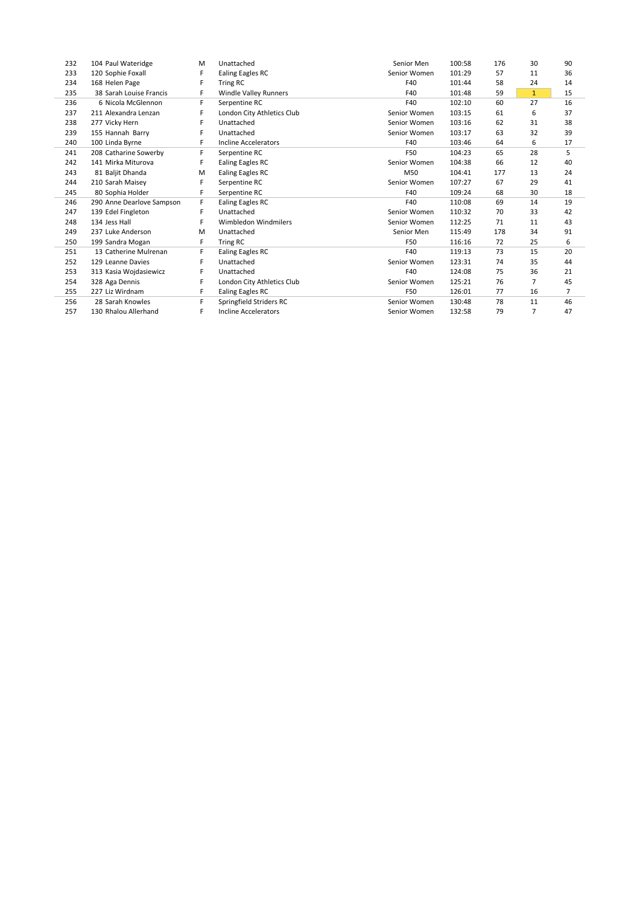| | | | | | | | | | |
|---|---|---|---|---|---|---|---|---|---|
| 232 | 104 | Paul Wateridge | M | Unattached | Senior Men | 100:58 | 176 | 30 | 90 |
| 233 | 120 | Sophie Foxall | F | Ealing Eagles RC | Senior Women | 101:29 | 57 | 11 | 36 |
| 234 | 168 | Helen Page | F | Tring RC | F40 | 101:44 | 58 | 24 | 14 |
| 235 | 38 | Sarah Louise Francis | F | Windle Valley Runners | F40 | 101:48 | 59 | 1 | 15 |
| 236 | 6 | Nicola McGlennon | F | Serpentine RC | F40 | 102:10 | 60 | 27 | 16 |
| 237 | 211 | Alexandra Lenzan | F | London City Athletics Club | Senior Women | 103:15 | 61 | 6 | 37 |
| 238 | 277 | Vicky Hern | F | Unattached | Senior Women | 103:16 | 62 | 31 | 38 |
| 239 | 155 | Hannah Barry | F | Unattached | Senior Women | 103:17 | 63 | 32 | 39 |
| 240 | 100 | Linda Byrne | F | Incline Accelerators | F40 | 103:46 | 64 | 6 | 17 |
| 241 | 208 | Catharine Sowerby | F | Serpentine RC | F50 | 104:23 | 65 | 28 | 5 |
| 242 | 141 | Mirka Miturova | F | Ealing Eagles RC | Senior Women | 104:38 | 66 | 12 | 40 |
| 243 | 81 | Baljit Dhanda | M | Ealing Eagles RC | M50 | 104:41 | 177 | 13 | 24 |
| 244 | 210 | Sarah Maisey | F | Serpentine RC | Senior Women | 107:27 | 67 | 29 | 41 |
| 245 | 80 | Sophia Holder | F | Serpentine RC | F40 | 109:24 | 68 | 30 | 18 |
| 246 | 290 | Anne Dearlove Sampson | F | Ealing Eagles RC | F40 | 110:08 | 69 | 14 | 19 |
| 247 | 139 | Edel Fingleton | F | Unattached | Senior Women | 110:32 | 70 | 33 | 42 |
| 248 | 134 | Jess Hall | F | Wimbledon Windmilers | Senior Women | 112:25 | 71 | 11 | 43 |
| 249 | 237 | Luke Anderson | M | Unattached | Senior Men | 115:49 | 178 | 34 | 91 |
| 250 | 199 | Sandra Mogan | F | Tring RC | F50 | 116:16 | 72 | 25 | 6 |
| 251 | 13 | Catherine Mulrenan | F | Ealing Eagles RC | F40 | 119:13 | 73 | 15 | 20 |
| 252 | 129 | Leanne Davies | F | Unattached | Senior Women | 123:31 | 74 | 35 | 44 |
| 253 | 313 | Kasia Wojdasiewicz | F | Unattached | F40 | 124:08 | 75 | 36 | 21 |
| 254 | 328 | Aga Dennis | F | London City Athletics Club | Senior Women | 125:21 | 76 | 7 | 45 |
| 255 | 227 | Liz Wirdnam | F | Ealing Eagles RC | F50 | 126:01 | 77 | 16 | 7 |
| 256 | 28 | Sarah Knowles | F | Springfield Striders RC | Senior Women | 130:48 | 78 | 11 | 46 |
| 257 | 130 | Rhalou Allerhand | F | Incline Accelerators | Senior Women | 132:58 | 79 | 7 | 47 |